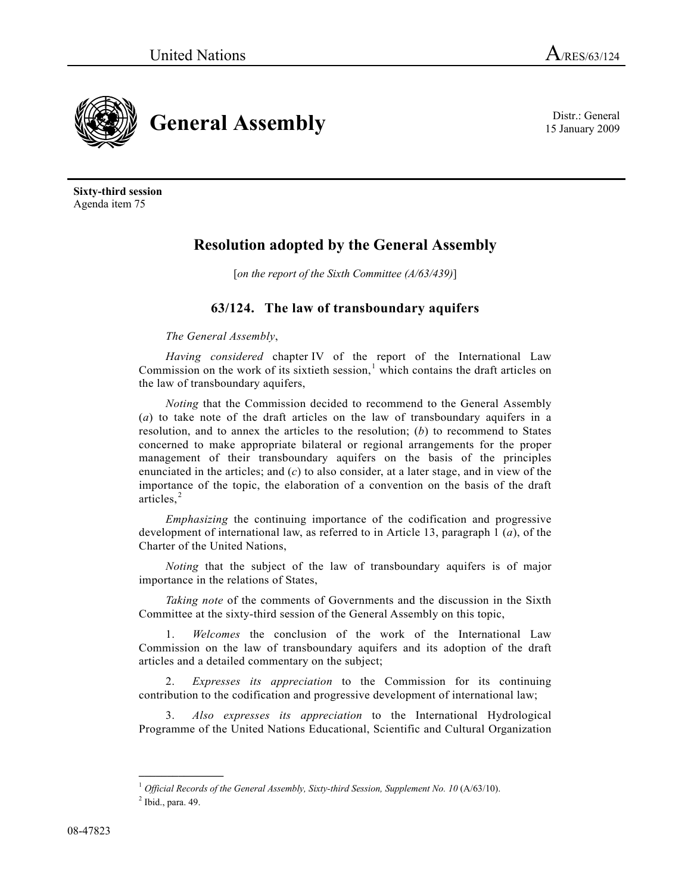United Nations A/RES/63/124

# General Assembly

Distr.: General
15 January 2009

**Sixty-third session**
Agenda item 75

## Resolution adopted by the General Assembly

[*on the report of the Sixth Committee (A/63/439)*]

### 63/124. The law of transboundary aquifers

*The General Assembly*,

*Having considered* chapter IV of the report of the International Law Commission on the work of its sixtieth session,[1] which contains the draft articles on the law of transboundary aquifers,

*Noting* that the Commission decided to recommend to the General Assembly (*a*) to take note of the draft articles on the law of transboundary aquifers in a resolution, and to annex the articles to the resolution; (*b*) to recommend to States concerned to make appropriate bilateral or regional arrangements for the proper management of their transboundary aquifers on the basis of the principles enunciated in the articles; and (*c*) to also consider, at a later stage, and in view of the importance of the topic, the elaboration of a convention on the basis of the draft articles,[2]

*Emphasizing* the continuing importance of the codification and progressive development of international law, as referred to in Article 13, paragraph 1 (*a*), of the Charter of the United Nations,

*Noting* that the subject of the law of transboundary aquifers is of major importance in the relations of States,

*Taking note* of the comments of Governments and the discussion in the Sixth Committee at the sixty-third session of the General Assembly on this topic,

1. *Welcomes* the conclusion of the work of the International Law Commission on the law of transboundary aquifers and its adoption of the draft articles and a detailed commentary on the subject;

2. *Expresses its appreciation* to the Commission for its continuing contribution to the codification and progressive development of international law;

3. *Also expresses its appreciation* to the International Hydrological Programme of the United Nations Educational, Scientific and Cultural Organization

---

[1] *Official Records of the General Assembly, Sixty-third Session, Supplement No. 10* (A/63/10).

[2] Ibid., para. 49.

08-47823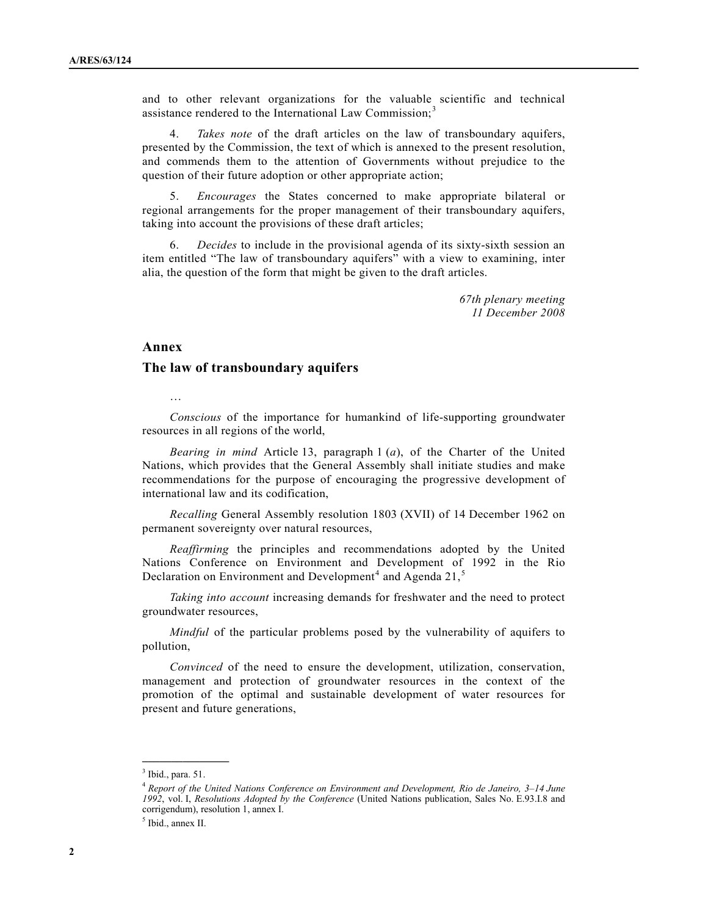and to other relevant organizations for the valuable scientific and technical assistance rendered to the International Law Commission;[3]

4. *Takes note* of the draft articles on the law of transboundary aquifers, presented by the Commission, the text of which is annexed to the present resolution, and commends them to the attention of Governments without prejudice to the question of their future adoption or other appropriate action;

5. *Encourages* the States concerned to make appropriate bilateral or regional arrangements for the proper management of their transboundary aquifers, taking into account the provisions of these draft articles;

6. *Decides* to include in the provisional agenda of its sixty-sixth session an item entitled "The law of transboundary aquifers" with a view to examining, inter alia, the question of the form that might be given to the draft articles.

*67th plenary meeting*
*11 December 2008*

## Annex

## The law of transboundary aquifers

…

*Conscious* of the importance for humankind of life-supporting groundwater resources in all regions of the world,

*Bearing in mind* Article 13, paragraph 1 (*a*), of the Charter of the United Nations, which provides that the General Assembly shall initiate studies and make recommendations for the purpose of encouraging the progressive development of international law and its codification,

*Recalling* General Assembly resolution 1803 (XVII) of 14 December 1962 on permanent sovereignty over natural resources,

*Reaffirming* the principles and recommendations adopted by the United Nations Conference on Environment and Development of 1992 in the Rio Declaration on Environment and Development[4] and Agenda 21,[5]

*Taking into account* increasing demands for freshwater and the need to protect groundwater resources,

*Mindful* of the particular problems posed by the vulnerability of aquifers to pollution,

*Convinced* of the need to ensure the development, utilization, conservation, management and protection of groundwater resources in the context of the promotion of the optimal and sustainable development of water resources for present and future generations,

---

[3] Ibid., para. 51.

[4] *Report of the United Nations Conference on Environment and Development, Rio de Janeiro, 3–14 June 1992*, vol. I, *Resolutions Adopted by the Conference* (United Nations publication, Sales No. E.93.I.8 and corrigendum), resolution 1, annex I.

[5] Ibid., annex II.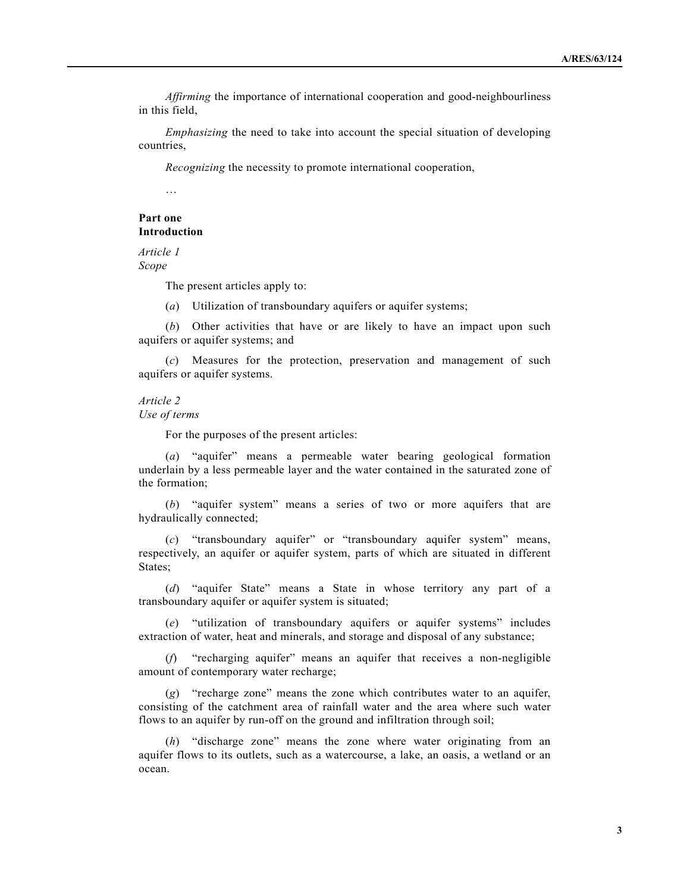*Affirming* the importance of international cooperation and good-neighbourliness in this field,

*Emphasizing* the need to take into account the special situation of developing countries,

*Recognizing* the necessity to promote international cooperation,

…

**Part one**
**Introduction**

*Article 1*
*Scope*

The present articles apply to:

(*a*) Utilization of transboundary aquifers or aquifer systems;

(*b*) Other activities that have or are likely to have an impact upon such aquifers or aquifer systems; and

(*c*) Measures for the protection, preservation and management of such aquifers or aquifer systems.

*Article 2*
*Use of terms*

For the purposes of the present articles:

(*a*) "aquifer" means a permeable water bearing geological formation underlain by a less permeable layer and the water contained in the saturated zone of the formation;

(*b*) "aquifer system" means a series of two or more aquifers that are hydraulically connected;

(*c*) "transboundary aquifer" or "transboundary aquifer system" means, respectively, an aquifer or aquifer system, parts of which are situated in different States;

(*d*) "aquifer State" means a State in whose territory any part of a transboundary aquifer or aquifer system is situated;

(*e*) "utilization of transboundary aquifers or aquifer systems" includes extraction of water, heat and minerals, and storage and disposal of any substance;

(*f*) "recharging aquifer" means an aquifer that receives a non-negligible amount of contemporary water recharge;

(*g*) "recharge zone" means the zone which contributes water to an aquifer, consisting of the catchment area of rainfall water and the area where such water flows to an aquifer by run-off on the ground and infiltration through soil;

(*h*) "discharge zone" means the zone where water originating from an aquifer flows to its outlets, such as a watercourse, a lake, an oasis, a wetland or an ocean.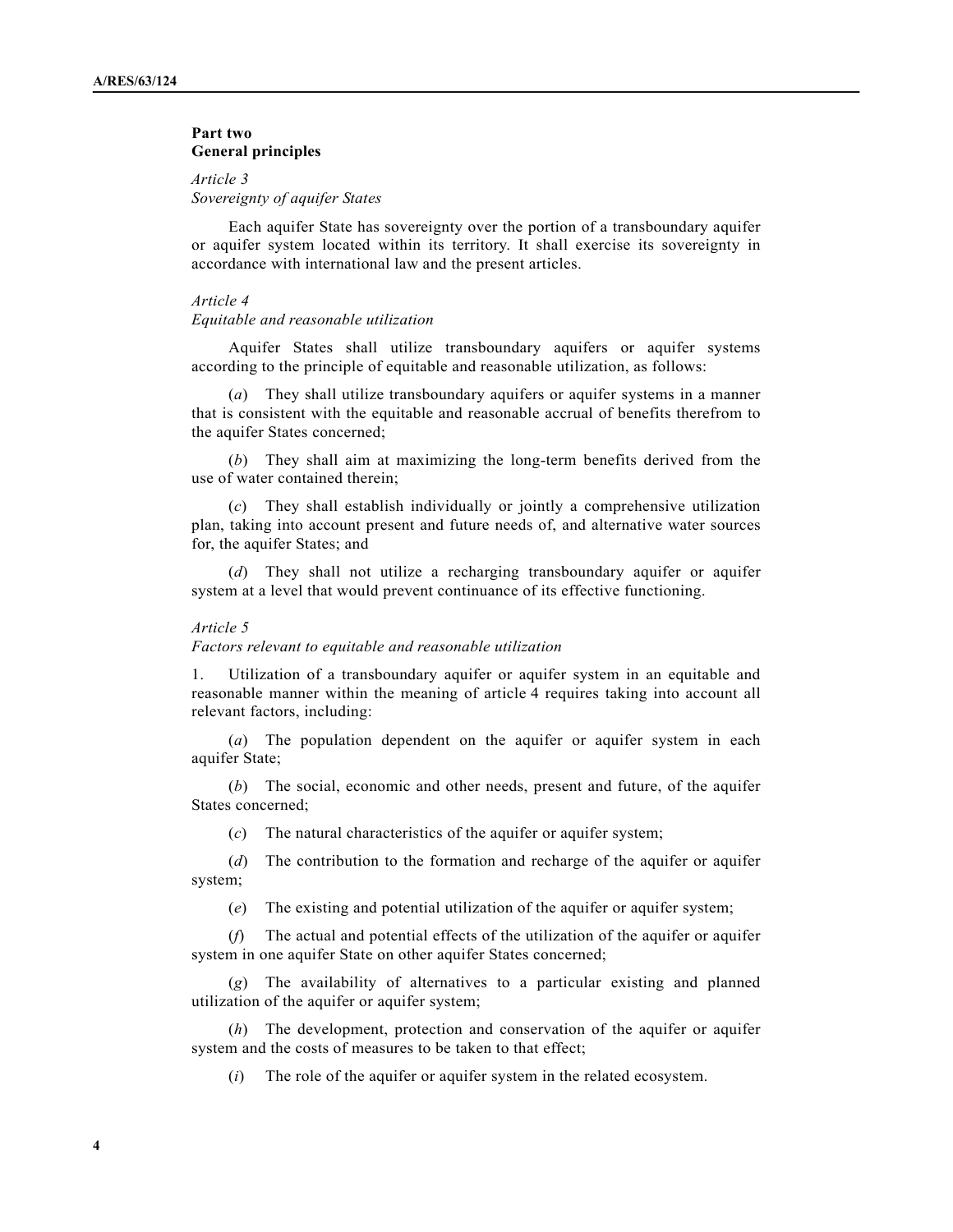## Part two
## General principles

*Article 3*
*Sovereignty of aquifer States*

Each aquifer State has sovereignty over the portion of a transboundary aquifer or aquifer system located within its territory. It shall exercise its sovereignty in accordance with international law and the present articles.

*Article 4*
*Equitable and reasonable utilization*

Aquifer States shall utilize transboundary aquifers or aquifer systems according to the principle of equitable and reasonable utilization, as follows:

(*a*) They shall utilize transboundary aquifers or aquifer systems in a manner that is consistent with the equitable and reasonable accrual of benefits therefrom to the aquifer States concerned;

(*b*) They shall aim at maximizing the long-term benefits derived from the use of water contained therein;

(*c*) They shall establish individually or jointly a comprehensive utilization plan, taking into account present and future needs of, and alternative water sources for, the aquifer States; and

(*d*) They shall not utilize a recharging transboundary aquifer or aquifer system at a level that would prevent continuance of its effective functioning.

*Article 5*
*Factors relevant to equitable and reasonable utilization*

1. Utilization of a transboundary aquifer or aquifer system in an equitable and reasonable manner within the meaning of article 4 requires taking into account all relevant factors, including:

(*a*) The population dependent on the aquifer or aquifer system in each aquifer State;

(*b*) The social, economic and other needs, present and future, of the aquifer States concerned;

(*c*) The natural characteristics of the aquifer or aquifer system;

(*d*) The contribution to the formation and recharge of the aquifer or aquifer system;

(*e*) The existing and potential utilization of the aquifer or aquifer system;

(*f*) The actual and potential effects of the utilization of the aquifer or aquifer system in one aquifer State on other aquifer States concerned;

(*g*) The availability of alternatives to a particular existing and planned utilization of the aquifer or aquifer system;

(*h*) The development, protection and conservation of the aquifer or aquifer system and the costs of measures to be taken to that effect;

(*i*) The role of the aquifer or aquifer system in the related ecosystem.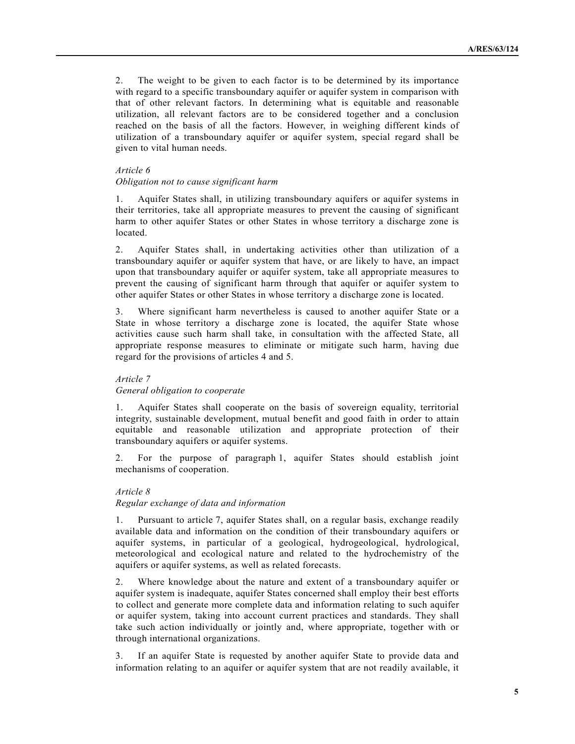2. The weight to be given to each factor is to be determined by its importance with regard to a specific transboundary aquifer or aquifer system in comparison with that of other relevant factors. In determining what is equitable and reasonable utilization, all relevant factors are to be considered together and a conclusion reached on the basis of all the factors. However, in weighing different kinds of utilization of a transboundary aquifer or aquifer system, special regard shall be given to vital human needs.

*Article 6*
*Obligation not to cause significant harm*

1. Aquifer States shall, in utilizing transboundary aquifers or aquifer systems in their territories, take all appropriate measures to prevent the causing of significant harm to other aquifer States or other States in whose territory a discharge zone is located.

2. Aquifer States shall, in undertaking activities other than utilization of a transboundary aquifer or aquifer system that have, or are likely to have, an impact upon that transboundary aquifer or aquifer system, take all appropriate measures to prevent the causing of significant harm through that aquifer or aquifer system to other aquifer States or other States in whose territory a discharge zone is located.

3. Where significant harm nevertheless is caused to another aquifer State or a State in whose territory a discharge zone is located, the aquifer State whose activities cause such harm shall take, in consultation with the affected State, all appropriate response measures to eliminate or mitigate such harm, having due regard for the provisions of articles 4 and 5.

*Article 7*
*General obligation to cooperate*

1. Aquifer States shall cooperate on the basis of sovereign equality, territorial integrity, sustainable development, mutual benefit and good faith in order to attain equitable and reasonable utilization and appropriate protection of their transboundary aquifers or aquifer systems.

2. For the purpose of paragraph 1, aquifer States should establish joint mechanisms of cooperation.

*Article 8*
*Regular exchange of data and information*

1. Pursuant to article 7, aquifer States shall, on a regular basis, exchange readily available data and information on the condition of their transboundary aquifers or aquifer systems, in particular of a geological, hydrogeological, hydrological, meteorological and ecological nature and related to the hydrochemistry of the aquifers or aquifer systems, as well as related forecasts.

2. Where knowledge about the nature and extent of a transboundary aquifer or aquifer system is inadequate, aquifer States concerned shall employ their best efforts to collect and generate more complete data and information relating to such aquifer or aquifer system, taking into account current practices and standards. They shall take such action individually or jointly and, where appropriate, together with or through international organizations.

3. If an aquifer State is requested by another aquifer State to provide data and information relating to an aquifer or aquifer system that are not readily available, it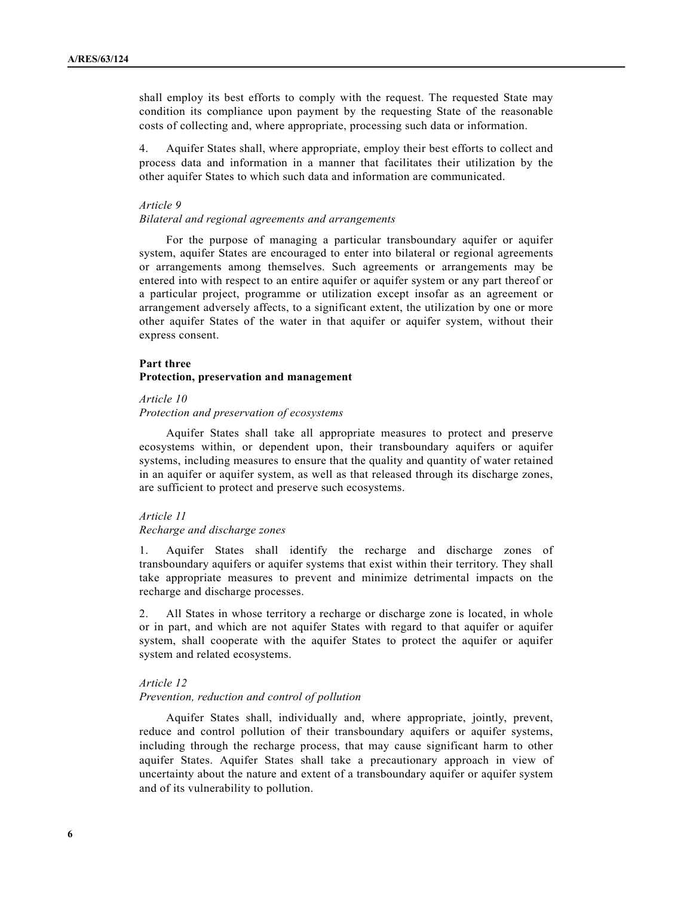shall employ its best efforts to comply with the request. The requested State may condition its compliance upon payment by the requesting State of the reasonable costs of collecting and, where appropriate, processing such data or information.

4. Aquifer States shall, where appropriate, employ their best efforts to collect and process data and information in a manner that facilitates their utilization by the other aquifer States to which such data and information are communicated.

*Article 9*
*Bilateral and regional agreements and arrangements*

For the purpose of managing a particular transboundary aquifer or aquifer system, aquifer States are encouraged to enter into bilateral or regional agreements or arrangements among themselves. Such agreements or arrangements may be entered into with respect to an entire aquifer or aquifer system or any part thereof or a particular project, programme or utilization except insofar as an agreement or arrangement adversely affects, to a significant extent, the utilization by one or more other aquifer States of the water in that aquifer or aquifer system, without their express consent.

**Part three**
**Protection, preservation and management**

*Article 10*
*Protection and preservation of ecosystems*

Aquifer States shall take all appropriate measures to protect and preserve ecosystems within, or dependent upon, their transboundary aquifers or aquifer systems, including measures to ensure that the quality and quantity of water retained in an aquifer or aquifer system, as well as that released through its discharge zones, are sufficient to protect and preserve such ecosystems.

*Article 11*
*Recharge and discharge zones*

1. Aquifer States shall identify the recharge and discharge zones of transboundary aquifers or aquifer systems that exist within their territory. They shall take appropriate measures to prevent and minimize detrimental impacts on the recharge and discharge processes.

2. All States in whose territory a recharge or discharge zone is located, in whole or in part, and which are not aquifer States with regard to that aquifer or aquifer system, shall cooperate with the aquifer States to protect the aquifer or aquifer system and related ecosystems.

*Article 12*
*Prevention, reduction and control of pollution*

Aquifer States shall, individually and, where appropriate, jointly, prevent, reduce and control pollution of their transboundary aquifers or aquifer systems, including through the recharge process, that may cause significant harm to other aquifer States. Aquifer States shall take a precautionary approach in view of uncertainty about the nature and extent of a transboundary aquifer or aquifer system and of its vulnerability to pollution.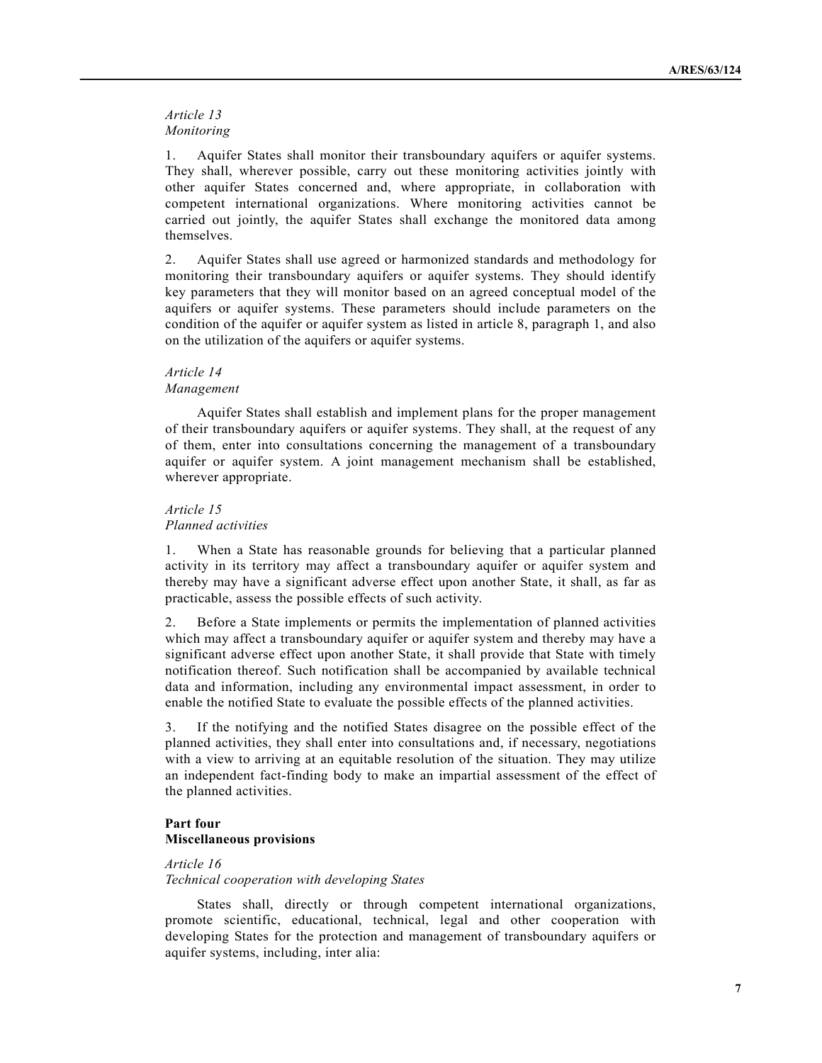*Article 13*
*Monitoring*

1. Aquifer States shall monitor their transboundary aquifers or aquifer systems. They shall, wherever possible, carry out these monitoring activities jointly with other aquifer States concerned and, where appropriate, in collaboration with competent international organizations. Where monitoring activities cannot be carried out jointly, the aquifer States shall exchange the monitored data among themselves.

2. Aquifer States shall use agreed or harmonized standards and methodology for monitoring their transboundary aquifers or aquifer systems. They should identify key parameters that they will monitor based on an agreed conceptual model of the aquifers or aquifer systems. These parameters should include parameters on the condition of the aquifer or aquifer system as listed in article 8, paragraph 1, and also on the utilization of the aquifers or aquifer systems.

*Article 14*
*Management*

Aquifer States shall establish and implement plans for the proper management of their transboundary aquifers or aquifer systems. They shall, at the request of any of them, enter into consultations concerning the management of a transboundary aquifer or aquifer system. A joint management mechanism shall be established, wherever appropriate.

*Article 15*
*Planned activities*

1. When a State has reasonable grounds for believing that a particular planned activity in its territory may affect a transboundary aquifer or aquifer system and thereby may have a significant adverse effect upon another State, it shall, as far as practicable, assess the possible effects of such activity.

2. Before a State implements or permits the implementation of planned activities which may affect a transboundary aquifer or aquifer system and thereby may have a significant adverse effect upon another State, it shall provide that State with timely notification thereof. Such notification shall be accompanied by available technical data and information, including any environmental impact assessment, in order to enable the notified State to evaluate the possible effects of the planned activities.

3. If the notifying and the notified States disagree on the possible effect of the planned activities, they shall enter into consultations and, if necessary, negotiations with a view to arriving at an equitable resolution of the situation. They may utilize an independent fact-finding body to make an impartial assessment of the effect of the planned activities.

**Part four**
**Miscellaneous provisions**

*Article 16*
*Technical cooperation with developing States*

States shall, directly or through competent international organizations, promote scientific, educational, technical, legal and other cooperation with developing States for the protection and management of transboundary aquifers or aquifer systems, including, inter alia: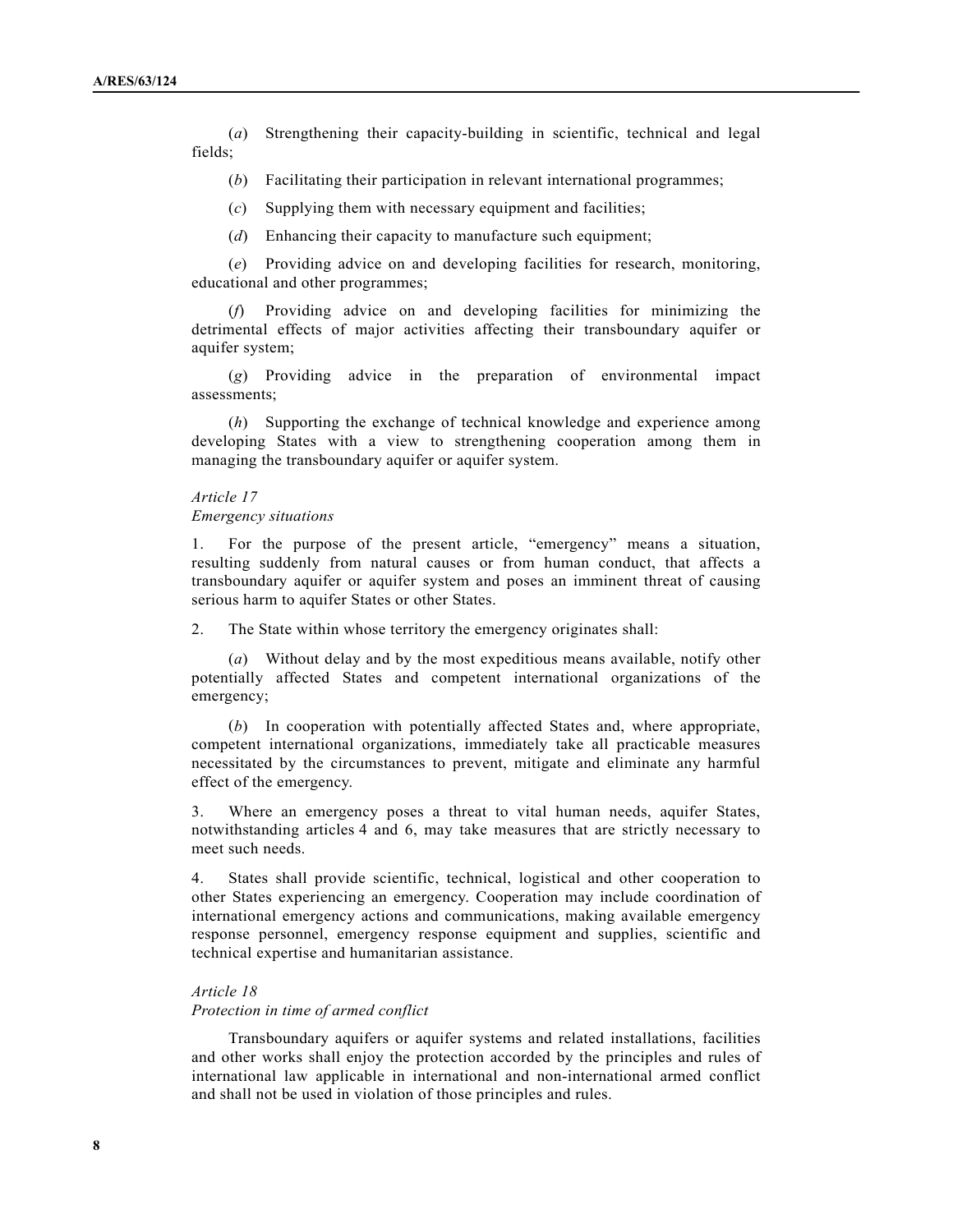(*a*) Strengthening their capacity-building in scientific, technical and legal fields;

(*b*) Facilitating their participation in relevant international programmes;

(*c*) Supplying them with necessary equipment and facilities;

(*d*) Enhancing their capacity to manufacture such equipment;

(*e*) Providing advice on and developing facilities for research, monitoring, educational and other programmes;

(*f*) Providing advice on and developing facilities for minimizing the detrimental effects of major activities affecting their transboundary aquifer or aquifer system;

(*g*) Providing advice in the preparation of environmental impact assessments;

(*h*) Supporting the exchange of technical knowledge and experience among developing States with a view to strengthening cooperation among them in managing the transboundary aquifer or aquifer system.

*Article 17*
*Emergency situations*

1. For the purpose of the present article, "emergency" means a situation, resulting suddenly from natural causes or from human conduct, that affects a transboundary aquifer or aquifer system and poses an imminent threat of causing serious harm to aquifer States or other States.

2. The State within whose territory the emergency originates shall:

(*a*) Without delay and by the most expeditious means available, notify other potentially affected States and competent international organizations of the emergency;

(*b*) In cooperation with potentially affected States and, where appropriate, competent international organizations, immediately take all practicable measures necessitated by the circumstances to prevent, mitigate and eliminate any harmful effect of the emergency.

3. Where an emergency poses a threat to vital human needs, aquifer States, notwithstanding articles 4 and 6, may take measures that are strictly necessary to meet such needs.

4. States shall provide scientific, technical, logistical and other cooperation to other States experiencing an emergency. Cooperation may include coordination of international emergency actions and communications, making available emergency response personnel, emergency response equipment and supplies, scientific and technical expertise and humanitarian assistance.

*Article 18*
*Protection in time of armed conflict*

Transboundary aquifers or aquifer systems and related installations, facilities and other works shall enjoy the protection accorded by the principles and rules of international law applicable in international and non-international armed conflict and shall not be used in violation of those principles and rules.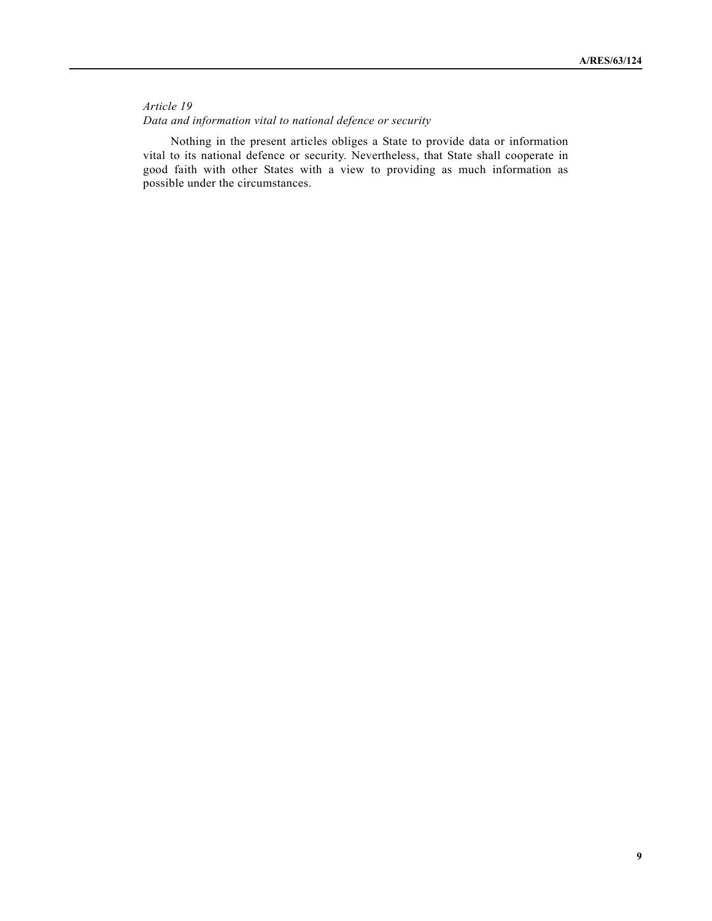*Article 19*
*Data and information vital to national defence or security*

Nothing in the present articles obliges a State to provide data or information vital to its national defence or security. Nevertheless, that State shall cooperate in good faith with other States with a view to providing as much information as possible under the circumstances.